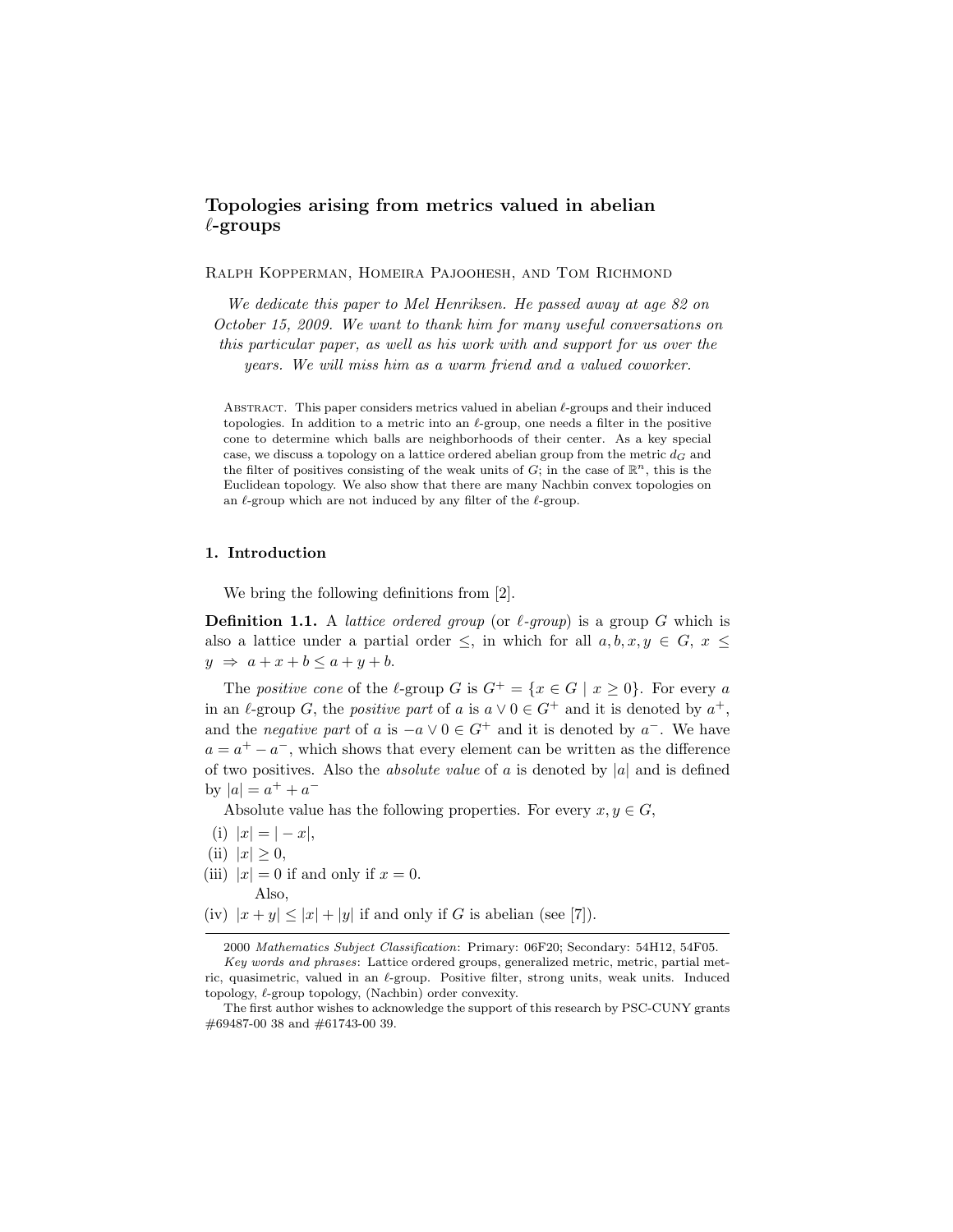# Topologies arising from metrics valued in abelian $\ell$-groups

Ralph Kopperman, Homeira Pajoohesh, and Tom Richmond

*We dedicate this paper to Mel Henriksen. He passed away at age 82 on October 15, 2009. We want to thank him for many useful conversations on this particular paper, as well as his work with and support for us over the years. We will miss him as a warm friend and a valued coworker.*

Abstract. This paper considers metrics valued in abelian $\ell$-groups and their induced topologies. In addition to a metric into an $\ell$-group, one needs a filter in the positive cone to determine which balls are neighborhoods of their center. As a key special case, we discuss a topology on a lattice ordered abelian group from the metric $d_G$ and the filter of positives consisting of the weak units of $G$; in the case of $\mathbb{R}^n$, this is the Euclidean topology. We also show that there are many Nachbin convex topologies on an $\ell$-group which are not induced by any filter of the $\ell$-group.

## 1. Introduction

We bring the following definitions from [2].

**Definition 1.1.** A *lattice ordered group* (or *$\ell$-group*) is a group $G$ which is also a lattice under a partial order $\leq$, in which for all $a, b, x, y \in G$, $x \leq y \Rightarrow a + x + b \leq a + y + b$.

The *positive cone* of the $\ell$-group $G$ is $G^+ = \{x \in G \mid x \geq 0\}$. For every $a$ in an $\ell$-group $G$, the *positive part* of $a$ is $a \vee 0 \in G^+$ and it is denoted by $a^+$, and the *negative part* of $a$ is $-a \vee 0 \in G^+$ and it is denoted by $a^-$. We have $a = a^+ - a^-$, which shows that every element can be written as the difference of two positives. Also the *absolute value* of $a$ is denoted by $|a|$ and is defined by $|a| = a^+ + a^-$

Absolute value has the following properties. For every $x, y \in G$,

(i) $|x| = |-x|$,
(ii) $|x| \geq 0$,
(iii) $|x| = 0$ if and only if $x = 0$.
Also,
(iv) $|x + y| \leq |x| + |y|$ if and only if $G$ is abelian (see [7]).

---

2000 *Mathematics Subject Classification*: Primary: 06F20; Secondary: 54H12, 54F05.

*Key words and phrases*: Lattice ordered groups, generalized metric, metric, partial metric, quasimetric, valued in an $\ell$-group. Positive filter, strong units, weak units. Induced topology, $\ell$-group topology, (Nachbin) order convexity.

The first author wishes to acknowledge the support of this research by PSC-CUNY grants #69487-00 38 and #61743-00 39.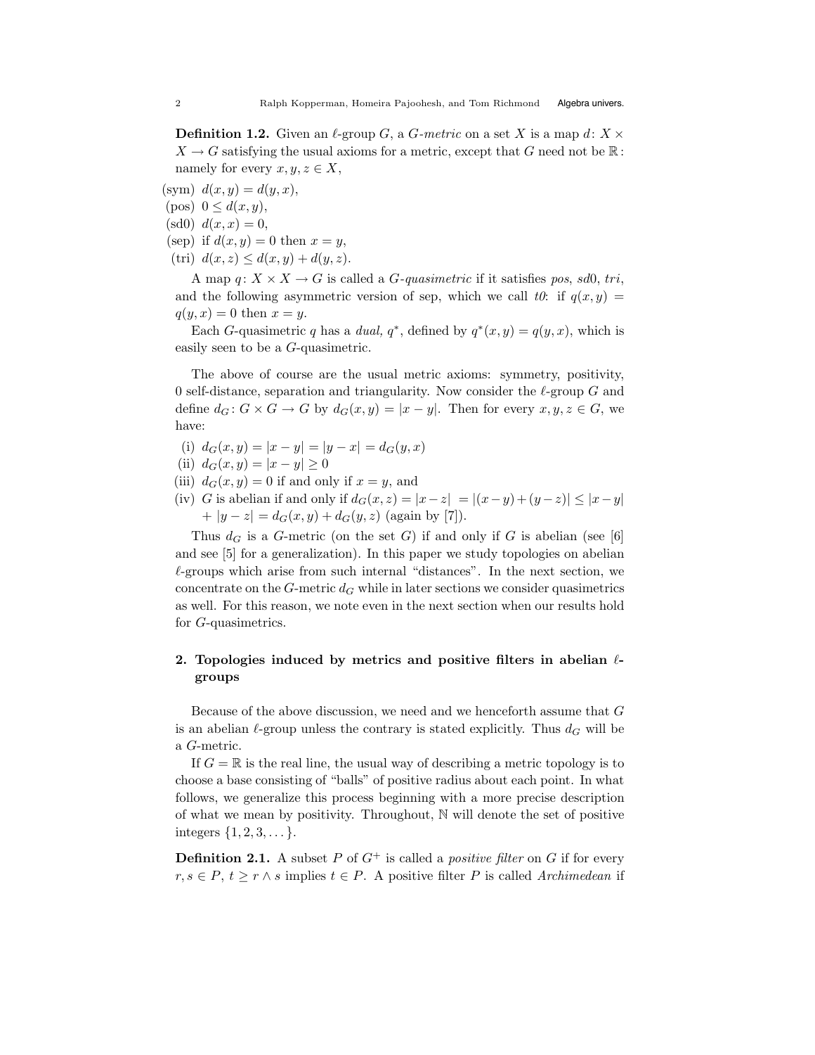**Definition 1.2.** Given an $\ell$-group $G$, a *$G$-metric* on a set $X$ is a map $d\colon X \times X \to G$ satisfying the usual axioms for a metric, except that $G$ need not be $\mathbb{R}$: namely for every $x, y, z \in X$,

(sym) $d(x, y) = d(y, x)$,
(pos) $0 \leq d(x, y)$,
(sd0) $d(x, x) = 0$,
(sep) if $d(x, y) = 0$ then $x = y$,
(tri) $d(x, z) \leq d(x, y) + d(y, z)$.

A map $q\colon X \times X \to G$ is called a *$G$-quasimetric* if it satisfies *pos*, *sd*0, *tri*, and the following asymmetric version of sep, which we call *t0*: if $q(x, y) = q(y, x) = 0$ then $x = y$.

Each $G$-quasimetric $q$ has a *dual*, $q^*$, defined by $q^*(x, y) = q(y, x)$, which is easily seen to be a $G$-quasimetric.

The above of course are the usual metric axioms: symmetry, positivity, 0 self-distance, separation and triangularity. Now consider the $\ell$-group $G$ and define $d_G\colon G \times G \to G$ by $d_G(x, y) = |x - y|$. Then for every $x, y, z \in G$, we have:

(i) $d_G(x, y) = |x - y| = |y - x| = d_G(y, x)$
(ii) $d_G(x, y) = |x - y| \geq 0$
(iii) $d_G(x, y) = 0$ if and only if $x = y$, and
(iv) $G$ is abelian if and only if $d_G(x, z) = |x - z| = |(x - y) + (y - z)| \leq |x - y| + |y - z| = d_G(x, y) + d_G(y, z)$ (again by [7]).

Thus $d_G$ is a $G$-metric (on the set $G$) if and only if $G$ is abelian (see [6] and see [5] for a generalization). In this paper we study topologies on abelian $\ell$-groups which arise from such internal "distances". In the next section, we concentrate on the $G$-metric $d_G$ while in later sections we consider quasimetrics as well. For this reason, we note even in the next section when our results hold for $G$-quasimetrics.

## 2. Topologies induced by metrics and positive filters in abelian $\ell$-groups

Because of the above discussion, we need and we henceforth assume that $G$ is an abelian $\ell$-group unless the contrary is stated explicitly. Thus $d_G$ will be a $G$-metric.

If $G = \mathbb{R}$ is the real line, the usual way of describing a metric topology is to choose a base consisting of "balls" of positive radius about each point. In what follows, we generalize this process beginning with a more precise description of what we mean by positivity. Throughout, $\mathbb{N}$ will denote the set of positive integers $\{1, 2, 3, \dots\}$.

**Definition 2.1.** A subset $P$ of $G^+$ is called a *positive filter* on $G$ if for every $r, s \in P$, $t \geq r \wedge s$ implies $t \in P$. A positive filter $P$ is called *Archimedean* if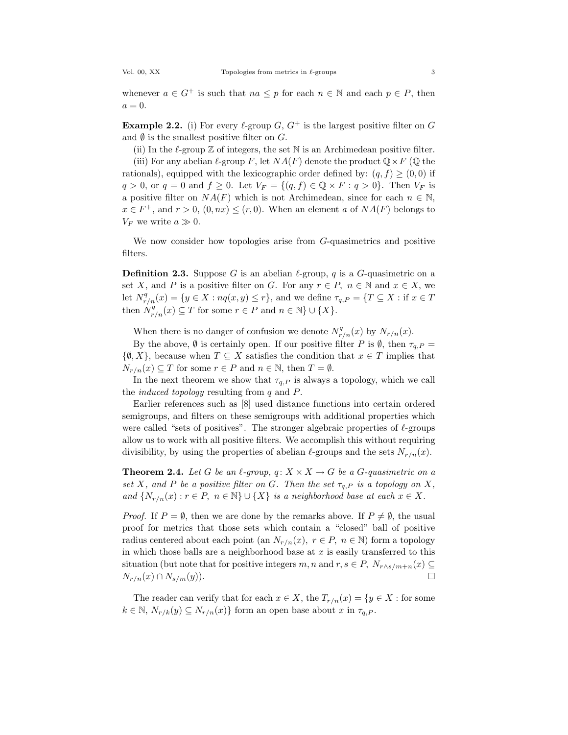whenever $a \in G^+$ is such that $na \leq p$ for each $n \in \mathbb{N}$ and each $p \in P$, then $a = 0$.

**Example 2.2.** (i) For every $\ell$-group $G$, $G^+$ is the largest positive filter on $G$ and $\emptyset$ is the smallest positive filter on $G$.

(ii) In the $\ell$-group $\mathbb{Z}$ of integers, the set $\mathbb{N}$ is an Archimedean positive filter.

(iii) For any abelian $\ell$-group $F$, let $NA(F)$ denote the product $\mathbb{Q} \times F$ ($\mathbb{Q}$ the rationals), equipped with the lexicographic order defined by: $(q, f) \geq (0, 0)$ if $q > 0$, or $q = 0$ and $f \geq 0$. Let $V_F = \{(q, f) \in \mathbb{Q} \times F : q > 0\}$. Then $V_F$ is a positive filter on $NA(F)$ which is not Archimedean, since for each $n \in \mathbb{N}$, $x \in F^+$, and $r > 0$, $(0, nx) \leq (r, 0)$. When an element $a$ of $NA(F)$ belongs to $V_F$ we write $a \gg 0$.

We now consider how topologies arise from $G$-quasimetrics and positive filters.

**Definition 2.3.** Suppose $G$ is an abelian $\ell$-group, $q$ is a $G$-quasimetric on a set $X$, and $P$ is a positive filter on $G$. For any $r \in P$, $n \in \mathbb{N}$ and $x \in X$, we let $N^q_{r/n}(x) = \{y \in X : nq(x, y) \leq r\}$, and we define $\tau_{q,P} = \{T \subseteq X :$ if $x \in T$ then $N^q_{r/n}(x) \subseteq T$ for some $r \in P$ and $n \in \mathbb{N}\} \cup \{X\}$.

When there is no danger of confusion we denote $N^q_{r/n}(x)$ by $N_{r/n}(x)$.

By the above, $\emptyset$ is certainly open. If our positive filter $P$ is $\emptyset$, then $\tau_{q,P} = \{\emptyset, X\}$, because when $T \subseteq X$ satisfies the condition that $x \in T$ implies that $N_{r/n}(x) \subseteq T$ for some $r \in P$ and $n \in \mathbb{N}$, then $T = \emptyset$.

In the next theorem we show that $\tau_{q,P}$ is always a topology, which we call the *induced topology* resulting from $q$ and $P$.

Earlier references such as [8] used distance functions into certain ordered semigroups, and filters on these semigroups with additional properties which were called "sets of positives". The stronger algebraic properties of $\ell$-groups allow us to work with all positive filters. We accomplish this without requiring divisibility, by using the properties of abelian $\ell$-groups and the sets $N_{r/n}(x)$.

**Theorem 2.4.** *Let $G$ be an $\ell$-group, $q\colon X \times X \to G$ be a $G$-quasimetric on a set $X$, and $P$ be a positive filter on $G$. Then the set $\tau_{q,P}$ is a topology on $X$, and $\{N_{r/n}(x) : r \in P,\ n \in \mathbb{N}\} \cup \{X\}$ is a neighborhood base at each $x \in X$.*

*Proof.* If $P = \emptyset$, then we are done by the remarks above. If $P \neq \emptyset$, the usual proof for metrics that those sets which contain a "closed" ball of positive radius centered about each point (an $N_{r/n}(x)$, $r \in P$, $n \in \mathbb{N}$) form a topology in which those balls are a neighborhood base at $x$ is easily transferred to this situation (but note that for positive integers $m, n$ and $r, s \in P$, $N_{r \wedge s/m+n}(x) \subseteq N_{r/n}(x) \cap N_{s/m}(y)$). □

The reader can verify that for each $x \in X$, the $T_{r/n}(x) = \{y \in X :$ for some $k \in \mathbb{N}$, $N_{r/k}(y) \subseteq N_{r/n}(x)\}$ form an open base about $x$ in $\tau_{q,P}$.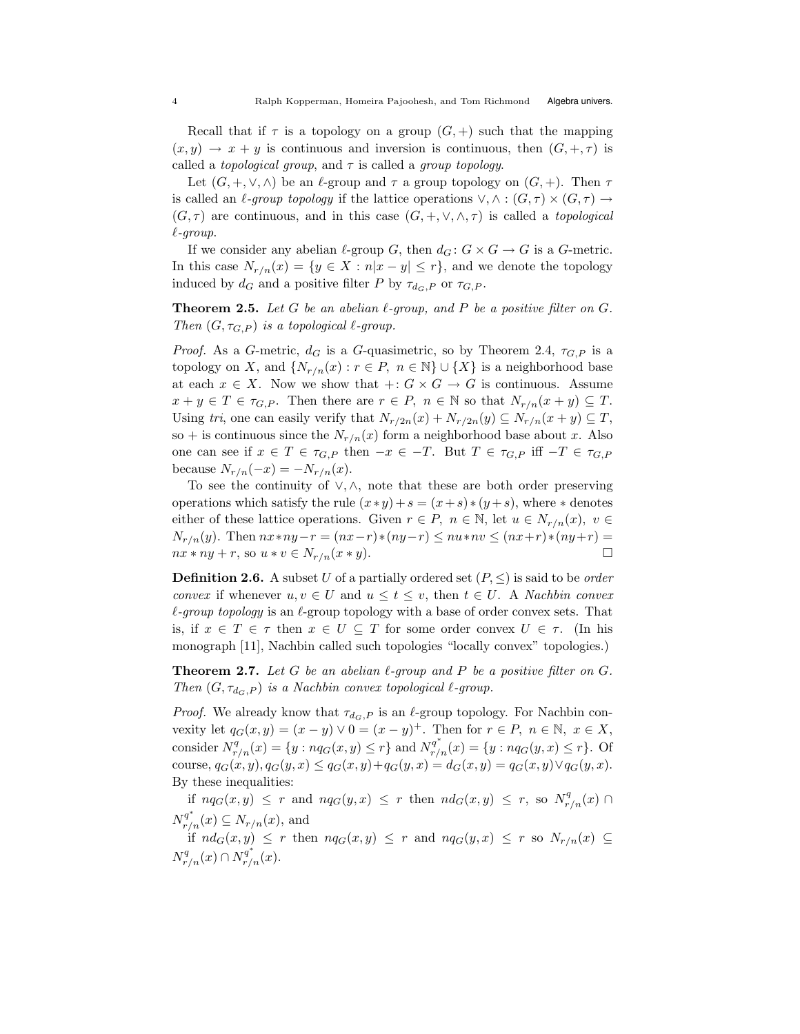Recall that if $\tau$ is a topology on a group $(G, +)$ such that the mapping $(x, y) \to x + y$ is continuous and inversion is continuous, then $(G, +, \tau)$ is called a *topological group*, and $\tau$ is called a *group topology*.

Let $(G, +, \vee, \wedge)$ be an $\ell$-group and $\tau$ a group topology on $(G, +)$. Then $\tau$ is called an *$\ell$-group topology* if the lattice operations $\vee, \wedge : (G, \tau) \times (G, \tau) \to (G, \tau)$ are continuous, and in this case $(G, +, \vee, \wedge, \tau)$ is called a *topological $\ell$-group*.

If we consider any abelian $\ell$-group $G$, then $d_G : G \times G \to G$ is a $G$-metric. In this case $N_{r/n}(x) = \{y \in X : n|x - y| \leq r\}$, and we denote the topology induced by $d_G$ and a positive filter $P$ by $\tau_{d_G,P}$ or $\tau_{G,P}$.

**Theorem 2.5.** *Let $G$ be an abelian $\ell$-group, and $P$ be a positive filter on $G$. Then $(G, \tau_{G,P})$ is a topological $\ell$-group.*

*Proof.* As a $G$-metric, $d_G$ is a $G$-quasimetric, so by Theorem 2.4, $\tau_{G,P}$ is a topology on $X$, and $\{N_{r/n}(x) : r \in P,\ n \in \mathbb{N}\} \cup \{X\}$ is a neighborhood base at each $x \in X$. Now we show that $+ : G \times G \to G$ is continuous. Assume $x + y \in T \in \tau_{G,P}$. Then there are $r \in P,\ n \in \mathbb{N}$ so that $N_{r/n}(x + y) \subseteq T$. Using *tri*, one can easily verify that $N_{r/2n}(x) + N_{r/2n}(y) \subseteq N_{r/n}(x + y) \subseteq T$, so $+$ is continuous since the $N_{r/n}(x)$ form a neighborhood base about $x$. Also one can see if $x \in T \in \tau_{G,P}$ then $-x \in -T$. But $T \in \tau_{G,P}$ iff $-T \in \tau_{G,P}$ because $N_{r/n}(-x) = -N_{r/n}(x)$.

To see the continuity of $\vee, \wedge$, note that these are both order preserving operations which satisfy the rule $(x * y) + s = (x + s) * (y + s)$, where $*$ denotes either of these lattice operations. Given $r \in P,\ n \in \mathbb{N}$, let $u \in N_{r/n}(x),\ v \in N_{r/n}(y)$. Then $nx * ny - r = (nx - r) * (ny - r) \leq nu * nv \leq (nx + r) * (ny + r) = nx * ny + r$, so $u * v \in N_{r/n}(x * y)$. $\square$

**Definition 2.6.** A subset $U$ of a partially ordered set $(P, \leq)$ is said to be *order convex* if whenever $u, v \in U$ and $u \leq t \leq v$, then $t \in U$. A *Nachbin convex $\ell$-group topology* is an $\ell$-group topology with a base of order convex sets. That is, if $x \in T \in \tau$ then $x \in U \subseteq T$ for some order convex $U \in \tau$. (In his monograph [11], Nachbin called such topologies "locally convex" topologies.)

**Theorem 2.7.** *Let $G$ be an abelian $\ell$-group and $P$ be a positive filter on $G$. Then $(G, \tau_{d_G,P})$ is a Nachbin convex topological $\ell$-group.*

*Proof.* We already know that $\tau_{d_G,P}$ is an $\ell$-group topology. For Nachbin convexity let $q_G(x, y) = (x - y) \vee 0 = (x - y)^+$. Then for $r \in P,\ n \in \mathbb{N},\ x \in X$, consider $N^q_{r/n}(x) = \{y : nq_G(x, y) \leq r\}$ and $N^{q^*}_{r/n}(x) = \{y : nq_G(y, x) \leq r\}$. Of course, $q_G(x, y), q_G(y, x) \leq q_G(x, y) + q_G(y, x) = d_G(x, y) = q_G(x, y) \vee q_G(y, x)$. By these inequalities:

if $nq_G(x, y) \leq r$ and $nq_G(y, x) \leq r$ then $nd_G(x, y) \leq r$, so $N^q_{r/n}(x) \cap N^{q^*}_{r/n}(x) \subseteq N_{r/n}(x)$, and

if $nd_G(x, y) \leq r$ then $nq_G(x, y) \leq r$ and $nq_G(y, x) \leq r$ so $N_{r/n}(x) \subseteq N^q_{r/n}(x) \cap N^{q^*}_{r/n}(x)$.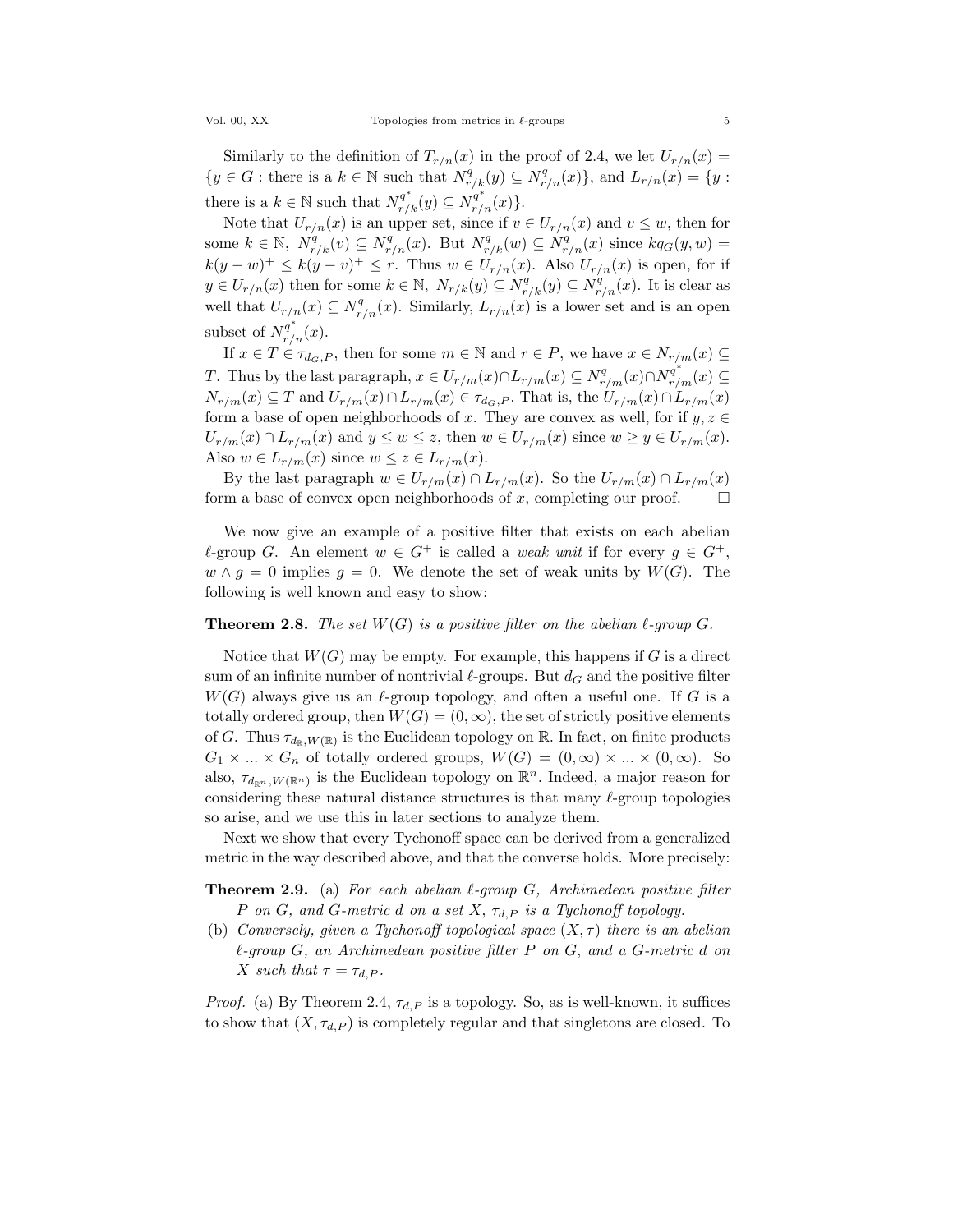Similarly to the definition of $T_{r/n}(x)$ in the proof of 2.4, we let $U_{r/n}(x) = \{y \in G : \text{there is a } k \in \mathbb{N} \text{ such that } N^q_{r/k}(y) \subseteq N^q_{r/n}(x)\}$, and $L_{r/n}(x) = \{y : \text{there is a } k \in \mathbb{N} \text{ such that } N^{q^*}_{r/k}(y) \subseteq N^{q^*}_{r/n}(x)\}$.

Note that $U_{r/n}(x)$ is an upper set, since if $v \in U_{r/n}(x)$ and $v \leq w$, then for some $k \in \mathbb{N}$, $N^q_{r/k}(v) \subseteq N^q_{r/n}(x)$. But $N^q_{r/k}(w) \subseteq N^q_{r/n}(x)$ since $kq_G(y, w) = k(y-w)^+ \leq k(y-v)^+ \leq r$. Thus $w \in U_{r/n}(x)$. Also $U_{r/n}(x)$ is open, for if $y \in U_{r/n}(x)$ then for some $k \in \mathbb{N}$, $N_{r/k}(y) \subseteq N^q_{r/k}(y) \subseteq N^q_{r/n}(x)$. It is clear as well that $U_{r/n}(x) \subseteq N^q_{r/n}(x)$. Similarly, $L_{r/n}(x)$ is a lower set and is an open subset of $N^{q^*}_{r/n}(x)$.

If $x \in T \in \tau_{d_G,P}$, then for some $m \in \mathbb{N}$ and $r \in P$, we have $x \in N_{r/m}(x) \subseteq T$. Thus by the last paragraph, $x \in U_{r/m}(x) \cap L_{r/m}(x) \subseteq N^q_{r/m}(x) \cap N^{q^*}_{r/m}(x) \subseteq N_{r/m}(x) \subseteq T$ and $U_{r/m}(x) \cap L_{r/m}(x) \in \tau_{d_G,P}$. That is, the $U_{r/m}(x) \cap L_{r/m}(x)$ form a base of open neighborhoods of $x$. They are convex as well, for if $y, z \in U_{r/m}(x) \cap L_{r/m}(x)$ and $y \leq w \leq z$, then $w \in U_{r/m}(x)$ since $w \geq y \in U_{r/m}(x)$. Also $w \in L_{r/m}(x)$ since $w \leq z \in L_{r/m}(x)$.

By the last paragraph $w \in U_{r/m}(x) \cap L_{r/m}(x)$. So the $U_{r/m}(x) \cap L_{r/m}(x)$ form a base of convex open neighborhoods of $x$, completing our proof. $\square$

We now give an example of a positive filter that exists on each abelian $\ell$-group $G$. An element $w \in G^+$ is called a *weak unit* if for every $g \in G^+$, $w \wedge g = 0$ implies $g = 0$. We denote the set of weak units by $W(G)$. The following is well known and easy to show:

**Theorem 2.8.** *The set $W(G)$ is a positive filter on the abelian $\ell$-group $G$.*

Notice that $W(G)$ may be empty. For example, this happens if $G$ is a direct sum of an infinite number of nontrivial $\ell$-groups. But $d_G$ and the positive filter $W(G)$ always give us an $\ell$-group topology, and often a useful one. If $G$ is a totally ordered group, then $W(G) = (0, \infty)$, the set of strictly positive elements of $G$. Thus $\tau_{d_{\mathbb{R}}, W(\mathbb{R})}$ is the Euclidean topology on $\mathbb{R}$. In fact, on finite products $G_1 \times ... \times G_n$ of totally ordered groups, $W(G) = (0, \infty) \times ... \times (0, \infty)$. So also, $\tau_{d_{\mathbb{R}^n}, W(\mathbb{R}^n)}$ is the Euclidean topology on $\mathbb{R}^n$. Indeed, a major reason for considering these natural distance structures is that many $\ell$-group topologies so arise, and we use this in later sections to analyze them.

Next we show that every Tychonoff space can be derived from a generalized metric in the way described above, and that the converse holds. More precisely:

**Theorem 2.9.** (a) *For each abelian $\ell$-group $G$, Archimedean positive filter $P$ on $G$, and $G$-metric $d$ on a set $X$, $\tau_{d,P}$ is a Tychonoff topology.*

(b) *Conversely, given a Tychonoff topological space $(X, \tau)$ there is an abelian $\ell$-group $G$, an Archimedean positive filter $P$ on $G$, and a $G$-metric $d$ on $X$ such that $\tau = \tau_{d,P}$.*

*Proof.* (a) By Theorem 2.4, $\tau_{d,P}$ is a topology. So, as is well-known, it suffices to show that $(X, \tau_{d,P})$ is completely regular and that singletons are closed. To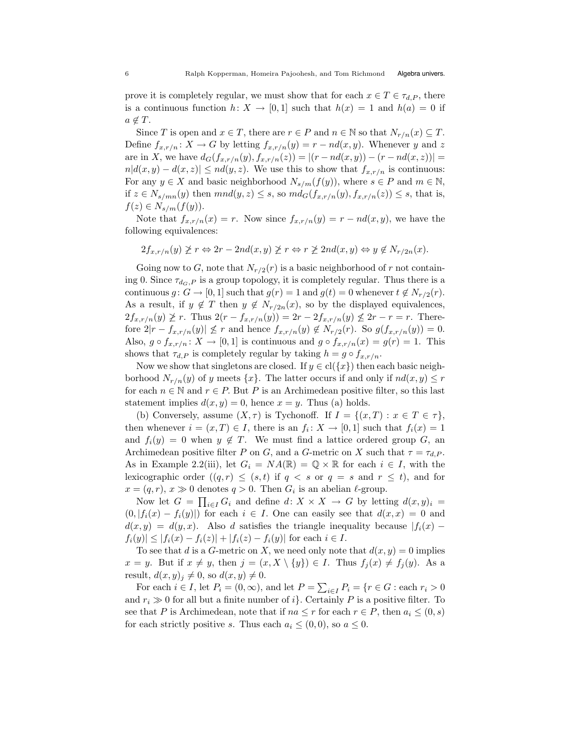prove it is completely regular, we must show that for each $x \in T \in \tau_{d,P}$, there is a continuous function $h\colon X \to [0,1]$ such that $h(x) = 1$ and $h(a) = 0$ if $a \notin T$.

Since $T$ is open and $x \in T$, there are $r \in P$ and $n \in \mathbb{N}$ so that $N_{r/n}(x) \subseteq T$. Define $f_{x,r/n}\colon X \to G$ by letting $f_{x,r/n}(y) = r - nd(x,y)$. Whenever $y$ and $z$ are in $X$, we have $d_G(f_{x,r/n}(y), f_{x,r/n}(z)) = |(r - nd(x,y)) - (r - nd(x,z))| = n|d(x,y) - d(x,z)| \leq nd(y,z)$. We use this to show that $f_{x,r/n}$ is continuous: For any $y \in X$ and basic neighborhood $N_{s/m}(f(y))$, where $s \in P$ and $m \in \mathbb{N}$, if $z \in N_{s/mn}(y)$ then $mnd(y,z) \leq s$, so $md_G(f_{x,r/n}(y), f_{x,r/n}(z)) \leq s$, that is, $f(z) \in N_{s/m}(f(y))$.

Note that $f_{x,r/n}(x) = r$. Now since $f_{x,r/n}(y) = r - nd(x,y)$, we have the following equivalences:

$$2f_{x,r/n}(y) \ngeq r \Leftrightarrow 2r - 2nd(x,y) \ngeq r \Leftrightarrow r \ngeq 2nd(x,y) \Leftrightarrow y \notin N_{r/2n}(x).$$

Going now to $G$, note that $N_{r/2}(r)$ is a basic neighborhood of $r$ not containing 0. Since $\tau_{d_G,P}$ is a group topology, it is completely regular. Thus there is a continuous $g\colon G \to [0,1]$ such that $g(r) = 1$ and $g(t) = 0$ whenever $t \notin N_{r/2}(r)$. As a result, if $y \notin T$ then $y \notin N_{r/2n}(x)$, so by the displayed equivalences, $2f_{x,r/n}(y) \ngeq r$. Thus $2(r - f_{x,r/n}(y)) = 2r - 2f_{x,r/n}(y) \nleq 2r - r = r$. Therefore $2|r - f_{x,r/n}(y)| \nleq r$ and hence $f_{x,r/n}(y) \notin N_{r/2}(r)$. So $g(f_{x,r/n}(y)) = 0$. Also, $g \circ f_{x,r/n}\colon X \to [0,1]$ is continuous and $g \circ f_{x,r/n}(x) = g(r) = 1$. This shows that $\tau_{d,P}$ is completely regular by taking $h = g \circ f_{x,r/n}$.

Now we show that singletons are closed. If $y \in \mathrm{cl}(\{x\})$ then each basic neighborhood $N_{r/n}(y)$ of $y$ meets $\{x\}$. The latter occurs if and only if $nd(x,y) \leq r$ for each $n \in \mathbb{N}$ and $r \in P$. But $P$ is an Archimedean positive filter, so this last statement implies $d(x,y) = 0$, hence $x = y$. Thus (a) holds.

(b) Conversely, assume $(X, \tau)$ is Tychonoff. If $I = \{(x,T) : x \in T \in \tau\}$, then whenever $i = (x,T) \in I$, there is an $f_i\colon X \to [0,1]$ such that $f_i(x) = 1$ and $f_i(y) = 0$ when $y \notin T$. We must find a lattice ordered group $G$, an Archimedean positive filter $P$ on $G$, and a $G$-metric on $X$ such that $\tau = \tau_{d,P}$. As in Example 2.2(iii), let $G_i = NA(\mathbb{R}) = \mathbb{Q} \times \mathbb{R}$ for each $i \in I$, with the lexicographic order ($(q,r) \leq (s,t)$ if $q < s$ or $q = s$ and $r \leq t$), and for $x = (q,r)$, $x \gg 0$ denotes $q > 0$. Then $G_i$ is an abelian $\ell$-group.

Now let $G = \prod_{i \in I} G_i$ and define $d\colon X \times X \to G$ by letting $d(x,y)_i = (0, |f_i(x) - f_i(y)|)$ for each $i \in I$. One can easily see that $d(x,x) = 0$ and $d(x,y) = d(y,x)$. Also $d$ satisfies the triangle inequality because $|f_i(x) - f_i(y)| \leq |f_i(x) - f_i(z)| + |f_i(z) - f_i(y)|$ for each $i \in I$.

To see that $d$ is a $G$-metric on $X$, we need only note that $d(x,y) = 0$ implies $x = y$. But if $x \neq y$, then $j = (x, X \setminus \{y\}) \in I$. Thus $f_j(x) \neq f_j(y)$. As a result, $d(x,y)_j \neq 0$, so $d(x,y) \neq 0$.

For each $i \in I$, let $P_i = (0, \infty)$, and let $P = \sum_{i \in I} P_i = \{r \in G : \text{each } r_i > 0$ and $r_i \gg 0$ for all but a finite number of $i\}$. Certainly $P$ is a positive filter. To see that $P$ is Archimedean, note that if $na \leq r$ for each $r \in P$, then $a_i \leq (0,s)$ for each strictly positive $s$. Thus each $a_i \leq (0,0)$, so $a \leq 0$.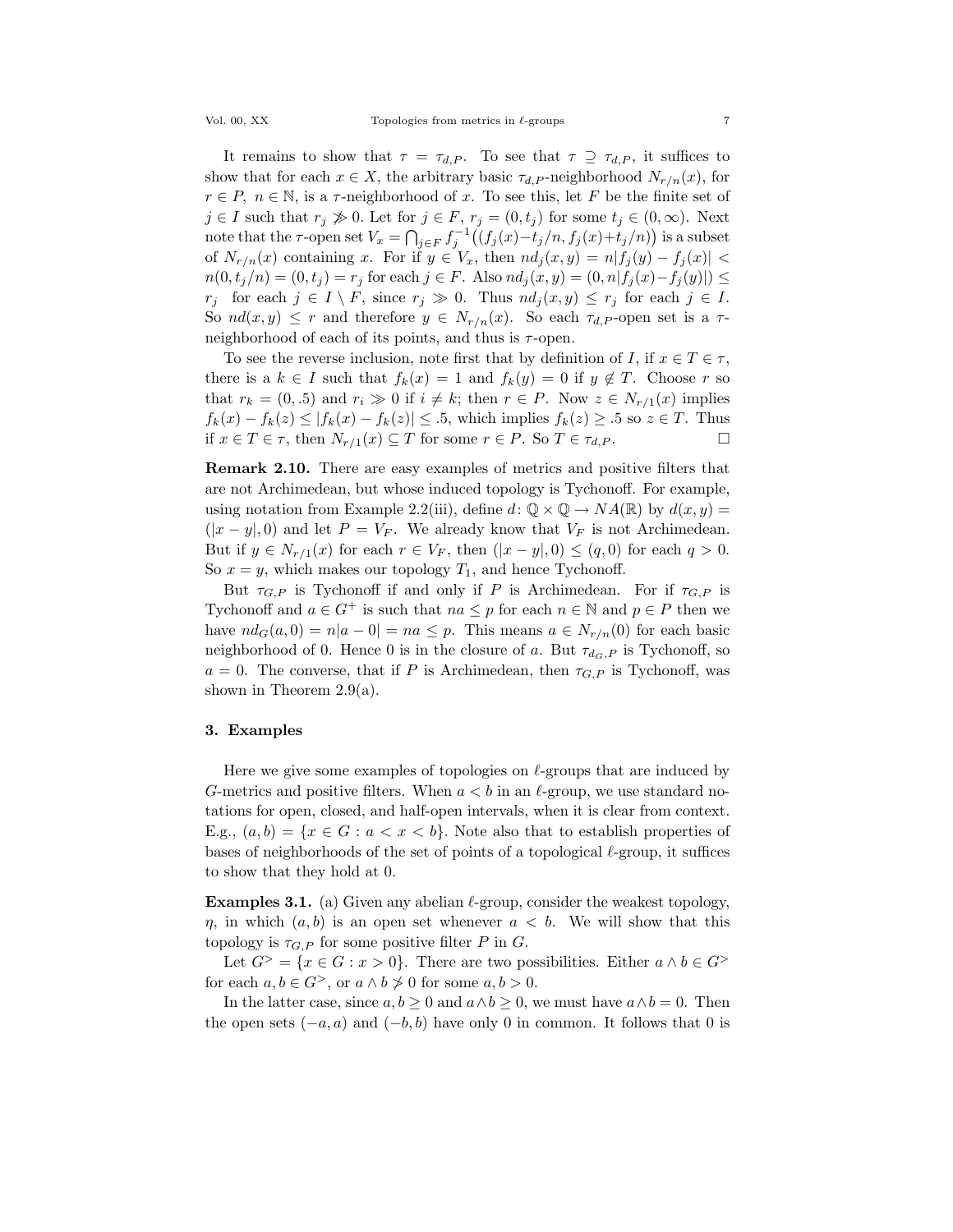It remains to show that $\tau = \tau_{d,P}$. To see that $\tau \supseteq \tau_{d,P}$, it suffices to show that for each $x \in X$, the arbitrary basic $\tau_{d,P}$-neighborhood $N_{r/n}(x)$, for $r \in P$, $n \in \mathbb{N}$, is a $\tau$-neighborhood of $x$. To see this, let $F$ be the finite set of $j \in I$ such that $r_j \not\gg 0$. Let for $j \in F$, $r_j = (0, t_j)$ for some $t_j \in (0, \infty)$. Next note that the $\tau$-open set $V_x = \bigcap_{j\in F} f_j^{-1}\big((f_j(x) - t_j/n, f_j(x) + t_j/n)\big)$ is a subset of $N_{r/n}(x)$ containing $x$. For if $y \in V_x$, then $nd_j(x, y) = n|f_j(y) - f_j(x)| < n(0, t_j/n) = (0, t_j) = r_j$ for each $j \in F$. Also $nd_j(x, y) = (0, n|f_j(x) - f_j(y)|) \leq r_j$ for each $j \in I \setminus F$, since $r_j \gg 0$. Thus $nd_j(x, y) \leq r_j$ for each $j \in I$. So $nd(x, y) \leq r$ and therefore $y \in N_{r/n}(x)$. So each $\tau_{d,P}$-open set is a $\tau$-neighborhood of each of its points, and thus is $\tau$-open.

To see the reverse inclusion, note first that by definition of $I$, if $x \in T \in \tau$, there is a $k \in I$ such that $f_k(x) = 1$ and $f_k(y) = 0$ if $y \notin T$. Choose $r$ so that $r_k = (0, .5)$ and $r_i \gg 0$ if $i \neq k$; then $r \in P$. Now $z \in N_{r/1}(x)$ implies $f_k(x) - f_k(z) \leq |f_k(x) - f_k(z)| \leq .5$, which implies $f_k(z) \geq .5$ so $z \in T$. Thus if $x \in T \in \tau$, then $N_{r/1}(x) \subseteq T$ for some $r \in P$. So $T \in \tau_{d,P}$. □

**Remark 2.10.** There are easy examples of metrics and positive filters that are not Archimedean, but whose induced topology is Tychonoff. For example, using notation from Example 2.2(iii), define $d\colon \mathbb{Q} \times \mathbb{Q} \to NA(\mathbb{R})$ by $d(x, y) = (|x - y|, 0)$ and let $P = V_F$. We already know that $V_F$ is not Archimedean. But if $y \in N_{r/1}(x)$ for each $r \in V_F$, then $(|x - y|, 0) \leq (q, 0)$ for each $q > 0$. So $x = y$, which makes our topology $T_1$, and hence Tychonoff.

But $\tau_{G,P}$ is Tychonoff if and only if $P$ is Archimedean. For if $\tau_{G,P}$ is Tychonoff and $a \in G^+$ is such that $na \leq p$ for each $n \in \mathbb{N}$ and $p \in P$ then we have $nd_G(a, 0) = n|a - 0| = na \leq p$. This means $a \in N_{r/n}(0)$ for each basic neighborhood of 0. Hence 0 is in the closure of $a$. But $\tau_{d_G,P}$ is Tychonoff, so $a = 0$. The converse, that if $P$ is Archimedean, then $\tau_{G,P}$ is Tychonoff, was shown in Theorem 2.9(a).

## 3. Examples

Here we give some examples of topologies on $\ell$-groups that are induced by $G$-metrics and positive filters. When $a < b$ in an $\ell$-group, we use standard notations for open, closed, and half-open intervals, when it is clear from context. E.g., $(a, b) = \{x \in G : a < x < b\}$. Note also that to establish properties of bases of neighborhoods of the set of points of a topological $\ell$-group, it suffices to show that they hold at 0.

**Examples 3.1.** (a) Given any abelian $\ell$-group, consider the weakest topology, $\eta$, in which $(a, b)$ is an open set whenever $a < b$. We will show that this topology is $\tau_{G,P}$ for some positive filter $P$ in $G$.

Let $G^> = \{x \in G : x > 0\}$. There are two possibilities. Either $a \wedge b \in G^>$ for each $a, b \in G^>$, or $a \wedge b \not> 0$ for some $a, b > 0$.

In the latter case, since $a, b \geq 0$ and $a \wedge b \geq 0$, we must have $a \wedge b = 0$. Then the open sets $(-a, a)$ and $(-b, b)$ have only 0 in common. It follows that 0 is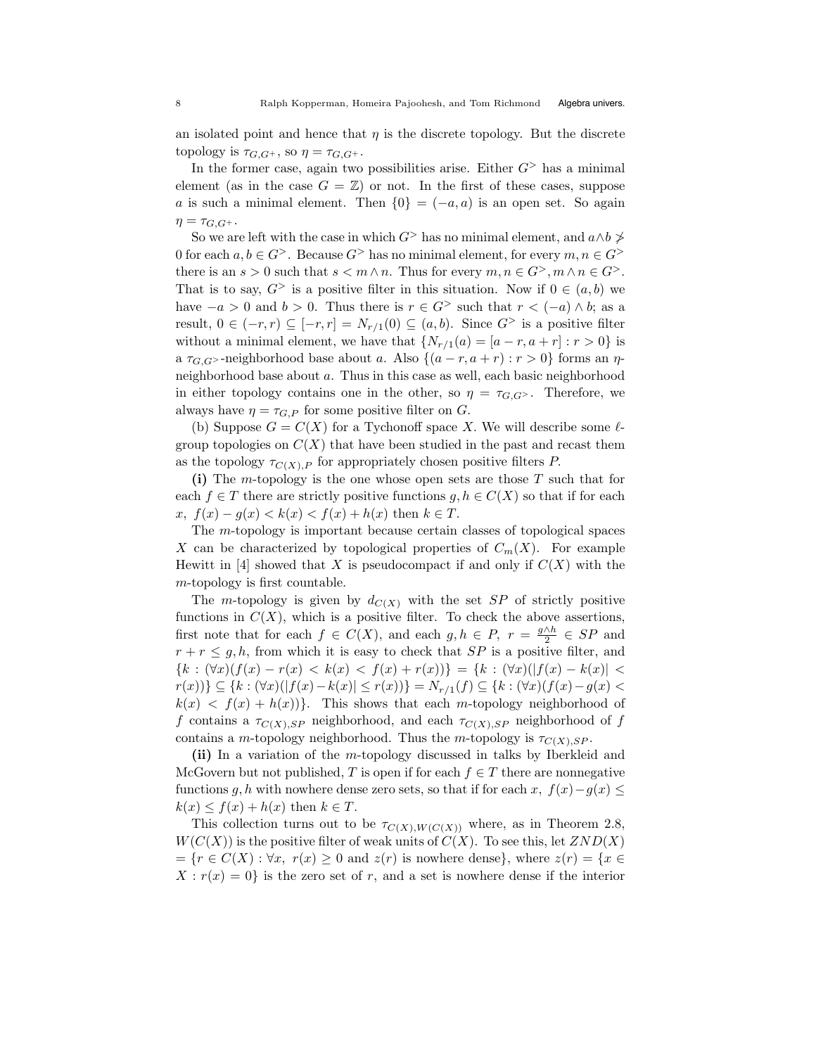an isolated point and hence that $\eta$ is the discrete topology. But the discrete topology is $\tau_{G,G^+}$, so $\eta = \tau_{G,G^+}$.

In the former case, again two possibilities arise. Either $G^>$ has a minimal element (as in the case $G = \mathbb{Z}$) or not. In the first of these cases, suppose $a$ is such a minimal element. Then $\{0\} = (-a, a)$ is an open set. So again $\eta = \tau_{G,G^+}$.

So we are left with the case in which $G^>$ has no minimal element, and $a \wedge b \not> 0$ for each $a, b \in G^>$. Because $G^>$ has no minimal element, for every $m, n \in G^>$ there is an $s > 0$ such that $s < m \wedge n$. Thus for every $m, n \in G^>, m \wedge n \in G^>$. That is to say, $G^>$ is a positive filter in this situation. Now if $0 \in (a, b)$ we have $-a > 0$ and $b > 0$. Thus there is $r \in G^>$ such that $r < (-a) \wedge b$; as a result, $0 \in (-r, r) \subseteq [-r, r] = N_{r/1}(0) \subseteq (a, b)$. Since $G^>$ is a positive filter without a minimal element, we have that $\{N_{r/1}(a) = [a-r, a+r] : r > 0\}$ is a $\tau_{G,G^>}$-neighborhood base about $a$. Also $\{(a-r, a+r) : r > 0\}$ forms an $\eta$-neighborhood base about $a$. Thus in this case as well, each basic neighborhood in either topology contains one in the other, so $\eta = \tau_{G,G^>}$. Therefore, we always have $\eta = \tau_{G,P}$ for some positive filter on $G$.

(b) Suppose $G = C(X)$ for a Tychonoff space $X$. We will describe some $\ell$-group topologies on $C(X)$ that have been studied in the past and recast them as the topology $\tau_{C(X),P}$ for appropriately chosen positive filters $P$.

**(i)** The $m$-topology is the one whose open sets are those $T$ such that for each $f \in T$ there are strictly positive functions $g, h \in C(X)$ so that if for each $x$, $f(x) - g(x) < k(x) < f(x) + h(x)$ then $k \in T$.

The $m$-topology is important because certain classes of topological spaces $X$ can be characterized by topological properties of $C_m(X)$. For example Hewitt in [4] showed that $X$ is pseudocompact if and only if $C(X)$ with the $m$-topology is first countable.

The $m$-topology is given by $d_{C(X)}$ with the set $SP$ of strictly positive functions in $C(X)$, which is a positive filter. To check the above assertions, first note that for each $f \in C(X)$, and each $g, h \in P$, $r = \frac{g \wedge h}{2} \in SP$ and $r + r \leq g, h$, from which it is easy to check that $SP$ is a positive filter, and $\{k : (\forall x)(f(x) - r(x) < k(x) < f(x) + r(x))\} = \{k : (\forall x)(|f(x) - k(x)| < r(x))\} \subseteq \{k : (\forall x)(|f(x) - k(x)| \leq r(x))\} = N_{r/1}(f) \subseteq \{k : (\forall x)(f(x) - g(x) < k(x) < f(x) + h(x))\}$. This shows that each $m$-topology neighborhood of $f$ contains a $\tau_{C(X),SP}$ neighborhood, and each $\tau_{C(X),SP}$ neighborhood of $f$ contains a $m$-topology neighborhood. Thus the $m$-topology is $\tau_{C(X),SP}$.

**(ii)** In a variation of the $m$-topology discussed in talks by Iberkleid and McGovern but not published, $T$ is open if for each $f \in T$ there are nonnegative functions $g, h$ with nowhere dense zero sets, so that if for each $x$, $f(x) - g(x) \leq k(x) \leq f(x) + h(x)$ then $k \in T$.

This collection turns out to be $\tau_{C(X),W(C(X))}$ where, as in Theorem 2.8, $W(C(X))$ is the positive filter of weak units of $C(X)$. To see this, let $ZND(X) = \{r \in C(X) : \forall x,\ r(x) \geq 0$ and $z(r)$ is nowhere dense$\}$, where $z(r) = \{x \in X : r(x) = 0\}$ is the zero set of $r$, and a set is nowhere dense if the interior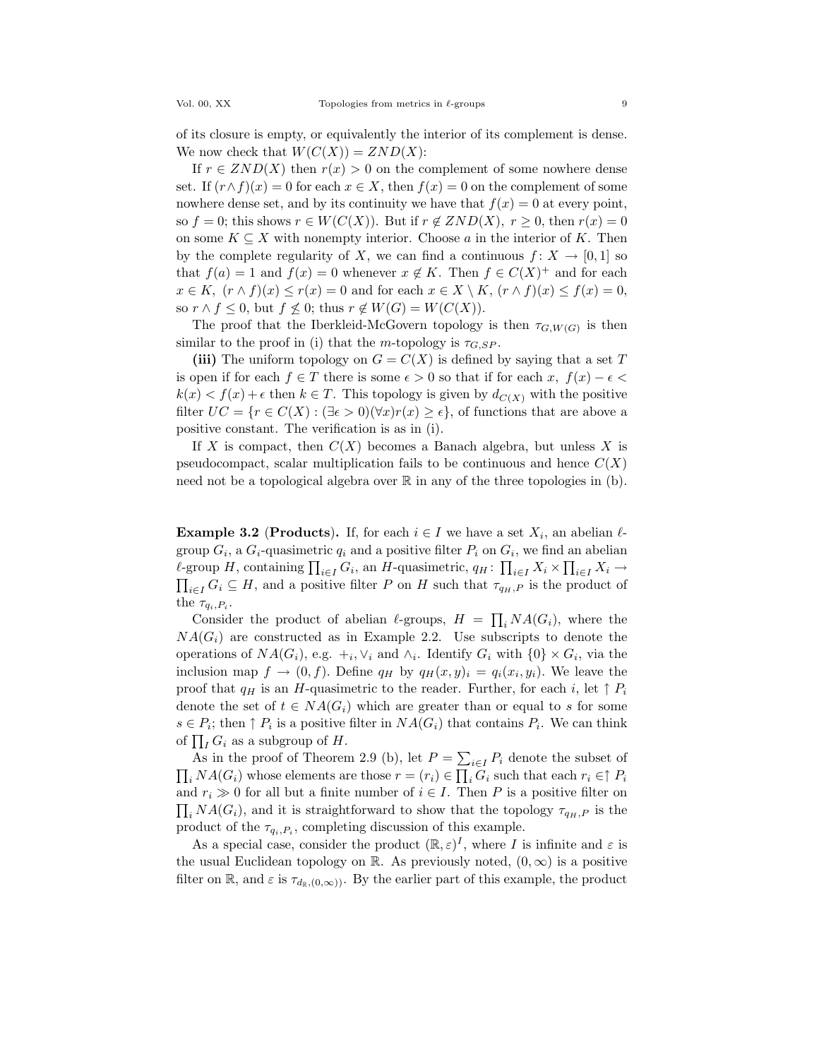of its closure is empty, or equivalently the interior of its complement is dense. We now check that $W(C(X)) = ZND(X)$:

If $r \in ZND(X)$ then $r(x) > 0$ on the complement of some nowhere dense set. If $(r \wedge f)(x) = 0$ for each $x \in X$, then $f(x) = 0$ on the complement of some nowhere dense set, and by its continuity we have that $f(x) = 0$ at every point, so $f = 0$; this shows $r \in W(C(X))$. But if $r \notin ZND(X)$, $r \geq 0$, then $r(x) = 0$ on some $K \subseteq X$ with nonempty interior. Choose $a$ in the interior of $K$. Then by the complete regularity of $X$, we can find a continuous $f \colon X \to [0, 1]$ so that $f(a) = 1$ and $f(x) = 0$ whenever $x \notin K$. Then $f \in C(X)^+$ and for each $x \in K$, $(r \wedge f)(x) \leq r(x) = 0$ and for each $x \in X \setminus K$, $(r \wedge f)(x) \leq f(x) = 0$, so $r \wedge f \leq 0$, but $f \not\leq 0$; thus $r \notin W(G) = W(C(X))$.

The proof that the Iberkleid-McGovern topology is then $\tau_{G,W(G)}$ is then similar to the proof in (i) that the $m$-topology is $\tau_{G,SP}$.

**(iii)** The uniform topology on $G = C(X)$ is defined by saying that a set $T$ is open if for each $f \in T$ there is some $\epsilon > 0$ so that if for each $x$, $f(x) - \epsilon < k(x) < f(x) + \epsilon$ then $k \in T$. This topology is given by $d_{C(X)}$ with the positive filter $UC = \{r \in C(X) : (\exists \epsilon > 0)(\forall x) r(x) \geq \epsilon\}$, of functions that are above a positive constant. The verification is as in (i).

If $X$ is compact, then $C(X)$ becomes a Banach algebra, but unless $X$ is pseudocompact, scalar multiplication fails to be continuous and hence $C(X)$ need not be a topological algebra over $\mathbb{R}$ in any of the three topologies in (b).

**Example 3.2 (Products).** If, for each $i \in I$ we have a set $X_i$, an abelian $\ell$-group $G_i$, a $G_i$-quasimetric $q_i$ and a positive filter $P_i$ on $G_i$, we find an abelian $\ell$-group $H$, containing $\prod_{i \in I} G_i$, an $H$-quasimetric, $q_H \colon \prod_{i \in I} X_i \times \prod_{i \in I} X_i \to \prod_{i \in I} G_i \subseteq H$, and a positive filter $P$ on $H$ such that $\tau_{q_H,P}$ is the product of the $\tau_{q_i,P_i}$.

Consider the product of abelian $\ell$-groups, $H = \prod_i NA(G_i)$, where the $NA(G_i)$ are constructed as in Example 2.2. Use subscripts to denote the operations of $NA(G_i)$, e.g. $+_i, \vee_i$ and $\wedge_i$. Identify $G_i$ with $\{0\} \times G_i$, via the inclusion map $f \to (0, f)$. Define $q_H$ by $q_H(x, y)_i = q_i(x_i, y_i)$. We leave the proof that $q_H$ is an $H$-quasimetric to the reader. Further, for each $i$, let $\uparrow P_i$ denote the set of $t \in NA(G_i)$ which are greater than or equal to $s$ for some $s \in P_i$; then $\uparrow P_i$ is a positive filter in $NA(G_i)$ that contains $P_i$. We can think of $\prod_I G_i$ as a subgroup of $H$.

As in the proof of Theorem 2.9 (b), let $P = \sum_{i \in I} P_i$ denote the subset of $\prod_i NA(G_i)$ whose elements are those $r = (r_i) \in \prod_i G_i$ such that each $r_i \in \uparrow P_i$ and $r_i \gg 0$ for all but a finite number of $i \in I$. Then $P$ is a positive filter on $\prod_i NA(G_i)$, and it is straightforward to show that the topology $\tau_{q_H,P}$ is the product of the $\tau_{q_i,P_i}$, completing discussion of this example.

As a special case, consider the product $(\mathbb{R}, \varepsilon)^I$, where $I$ is infinite and $\varepsilon$ is the usual Euclidean topology on $\mathbb{R}$. As previously noted, $(0, \infty)$ is a positive filter on $\mathbb{R}$, and $\varepsilon$ is $\tau_{d_{\mathbb{R}},(0,\infty))}$. By the earlier part of this example, the product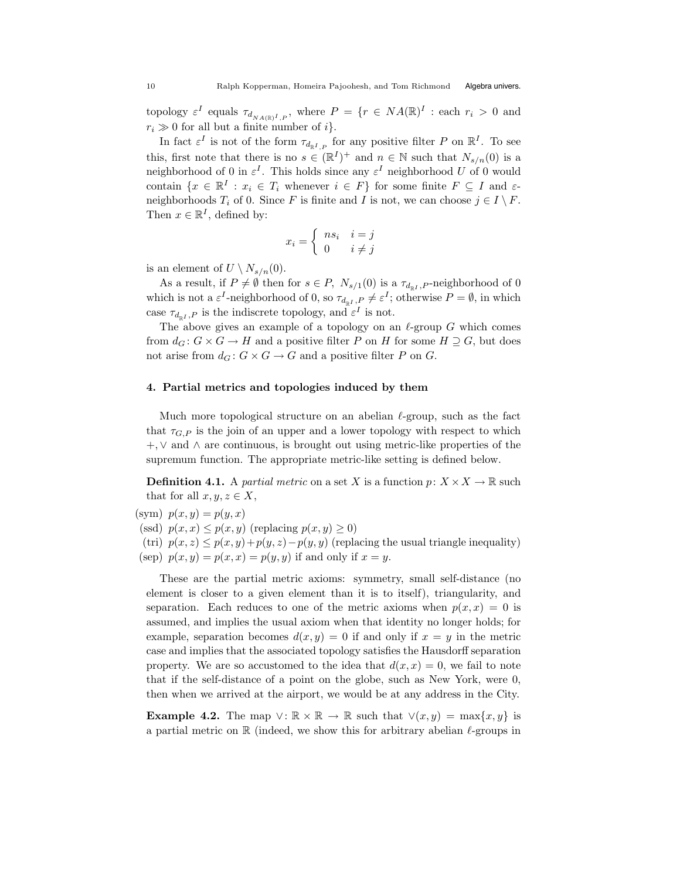topology $\varepsilon^I$ equals $\tau_{d_{NA(\mathbb{R})^I},P}$, where $P = \{r \in NA(\mathbb{R})^I : \text{each } r_i > 0 \text{ and } r_i \gg 0 \text{ for all but a finite number of } i\}$.

In fact $\varepsilon^I$ is not of the form $\tau_{d_{\mathbb{R}^I},P}$ for any positive filter $P$ on $\mathbb{R}^I$. To see this, first note that there is no $s \in (\mathbb{R}^I)^+$ and $n \in \mathbb{N}$ such that $N_{s/n}(0)$ is a neighborhood of 0 in $\varepsilon^I$. This holds since any $\varepsilon^I$ neighborhood $U$ of 0 would contain $\{x \in \mathbb{R}^I : x_i \in T_i \text{ whenever } i \in F\}$ for some finite $F \subseteq I$ and $\varepsilon$-neighborhoods $T_i$ of 0. Since $F$ is finite and $I$ is not, we can choose $j \in I \setminus F$. Then $x \in \mathbb{R}^I$, defined by:

$$x_i = \begin{cases} ns_i & i = j \\ 0 & i \neq j \end{cases}$$

is an element of $U \setminus N_{s/n}(0)$.

As a result, if $P \neq \emptyset$ then for $s \in P$, $N_{s/1}(0)$ is a $\tau_{d_{\mathbb{R}^I},P}$-neighborhood of 0 which is not a $\varepsilon^I$-neighborhood of 0, so $\tau_{d_{\mathbb{R}^I},P} \neq \varepsilon^I$; otherwise $P = \emptyset$, in which case $\tau_{d_{\mathbb{R}^I},P}$ is the indiscrete topology, and $\varepsilon^I$ is not.

The above gives an example of a topology on an $\ell$-group $G$ which comes from $d_G \colon G \times G \to H$ and a positive filter $P$ on $H$ for some $H \supseteq G$, but does not arise from $d_G \colon G \times G \to G$ and a positive filter $P$ on $G$.

## 4. Partial metrics and topologies induced by them

Much more topological structure on an abelian $\ell$-group, such as the fact that $\tau_{G,P}$ is the join of an upper and a lower topology with respect to which $+, \vee$ and $\wedge$ are continuous, is brought out using metric-like properties of the supremum function. The appropriate metric-like setting is defined below.

**Definition 4.1.** A *partial metric* on a set $X$ is a function $p \colon X \times X \to \mathbb{R}$ such that for all $x, y, z \in X$,

(sym) $p(x, y) = p(y, x)$
(ssd) $p(x, x) \leq p(x, y)$ (replacing $p(x, y) \geq 0$)
(tri) $p(x, z) \leq p(x, y) + p(y, z) - p(y, y)$ (replacing the usual triangle inequality)
(sep) $p(x, y) = p(x, x) = p(y, y)$ if and only if $x = y$.

These are the partial metric axioms: symmetry, small self-distance (no element is closer to a given element than it is to itself), triangularity, and separation. Each reduces to one of the metric axioms when $p(x, x) = 0$ is assumed, and implies the usual axiom when that identity no longer holds; for example, separation becomes $d(x, y) = 0$ if and only if $x = y$ in the metric case and implies that the associated topology satisfies the Hausdorff separation property. We are so accustomed to the idea that $d(x, x) = 0$, we fail to note that if the self-distance of a point on the globe, such as New York, were 0, then when we arrived at the airport, we would be at any address in the City.

**Example 4.2.** The map $\vee \colon \mathbb{R} \times \mathbb{R} \to \mathbb{R}$ such that $\vee(x, y) = \max\{x, y\}$ is a partial metric on $\mathbb{R}$ (indeed, we show this for arbitrary abelian $\ell$-groups in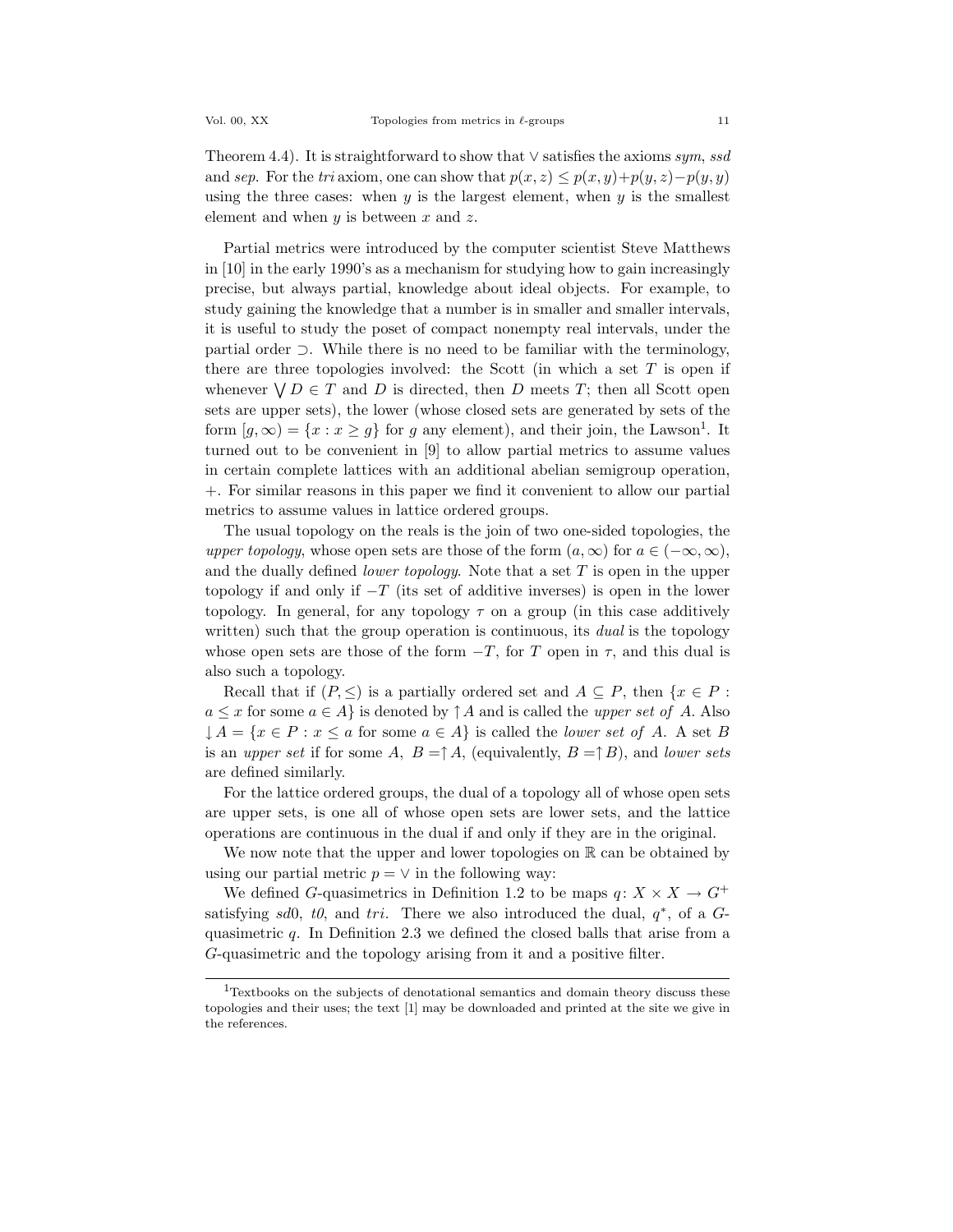Theorem 4.4). It is straightforward to show that $\vee$ satisfies the axioms *sym*, *ssd* and *sep*. For the *tri* axiom, one can show that $p(x,z) \leq p(x,y)+p(y,z)-p(y,y)$ using the three cases: when $y$ is the largest element, when $y$ is the smallest element and when $y$ is between $x$ and $z$.

Partial metrics were introduced by the computer scientist Steve Matthews in [10] in the early 1990's as a mechanism for studying how to gain increasingly precise, but always partial, knowledge about ideal objects. For example, to study gaining the knowledge that a number is in smaller and smaller intervals, it is useful to study the poset of compact nonempty real intervals, under the partial order $\supset$. While there is no need to be familiar with the terminology, there are three topologies involved: the Scott (in which a set $T$ is open if whenever $\bigvee D \in T$ and $D$ is directed, then $D$ meets $T$; then all Scott open sets are upper sets), the lower (whose closed sets are generated by sets of the form $[g, \infty) = \{x : x \geq g\}$ for $g$ any element), and their join, the Lawson[1]. It turned out to be convenient in [9] to allow partial metrics to assume values in certain complete lattices with an additional abelian semigroup operation, $+$. For similar reasons in this paper we find it convenient to allow our partial metrics to assume values in lattice ordered groups.

The usual topology on the reals is the join of two one-sided topologies, the *upper topology*, whose open sets are those of the form $(a, \infty)$ for $a \in (-\infty, \infty)$, and the dually defined *lower topology*. Note that a set $T$ is open in the upper topology if and only if $-T$ (its set of additive inverses) is open in the lower topology. In general, for any topology $\tau$ on a group (in this case additively written) such that the group operation is continuous, its *dual* is the topology whose open sets are those of the form $-T$, for $T$ open in $\tau$, and this dual is also such a topology.

Recall that if $(P, \leq)$ is a partially ordered set and $A \subseteq P$, then $\{x \in P : a \leq x \text{ for some } a \in A\}$ is denoted by $\uparrow A$ and is called the *upper set of* $A$. Also $\downarrow A = \{x \in P : x \leq a \text{ for some } a \in A\}$ is called the *lower set of* $A$. A set $B$ is an *upper set* if for some $A$, $B = \uparrow A$, (equivalently, $B = \uparrow B$), and *lower sets* are defined similarly.

For the lattice ordered groups, the dual of a topology all of whose open sets are upper sets, is one all of whose open sets are lower sets, and the lattice operations are continuous in the dual if and only if they are in the original.

We now note that the upper and lower topologies on $\mathbb{R}$ can be obtained by using our partial metric $p = \vee$ in the following way:

We defined $G$-quasimetrics in Definition 1.2 to be maps $q \colon X \times X \to G^+$ satisfying *sd*0, *t0*, and *tri*. There we also introduced the dual, $q^*$, of a $G$-quasimetric $q$. In Definition 2.3 we defined the closed balls that arise from a $G$-quasimetric and the topology arising from it and a positive filter.

[1]Textbooks on the subjects of denotational semantics and domain theory discuss these topologies and their uses; the text [1] may be downloaded and printed at the site we give in the references.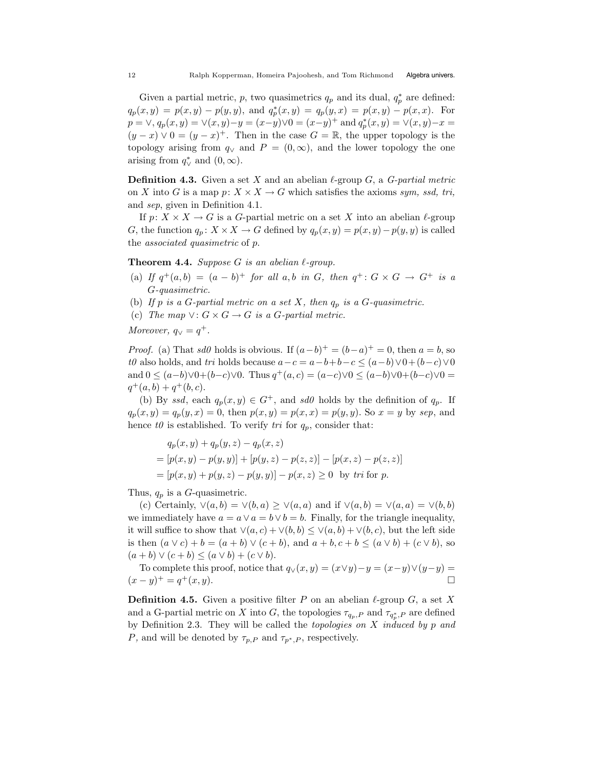Given a partial metric, $p$, two quasimetrics $q_p$ and its dual, $q_p^*$ are defined: $q_p(x,y) = p(x,y) - p(y,y)$, and $q_p^*(x,y) = q_p(y,x) = p(x,y) - p(x,x)$. For $p = \vee$, $q_p(x,y) = \vee(x,y) - y = (x-y) \vee 0 = (x-y)^+$ and $q_p^*(x,y) = \vee(x,y) - x = (y-x) \vee 0 = (y-x)^+$. Then in the case $G = \mathbb{R}$, the upper topology is the topology arising from $q_\vee$ and $P = (0, \infty)$, and the lower topology the one arising from $q_\vee^*$ and $(0, \infty)$.

**Definition 4.3.** Given a set $X$ and an abelian $\ell$-group $G$, a *$G$-partial metric* on $X$ into $G$ is a map $p \colon X \times X \to G$ which satisfies the axioms *sym, ssd, tri,* and *sep*, given in Definition 4.1.

If $p \colon X \times X \to G$ is a $G$-partial metric on a set $X$ into an abelian $\ell$-group $G$, the function $q_p \colon X \times X \to G$ defined by $q_p(x,y) = p(x,y) - p(y,y)$ is called the *associated quasimetric* of $p$.

**Theorem 4.4.** *Suppose $G$ is an abelian $\ell$-group.*

(a) *If $q^+(a,b) = (a-b)^+$ for all $a, b$ in $G$, then $q^+ \colon G \times G \to G^+$ is a $G$-quasimetric.*
(b) *If $p$ is a $G$-partial metric on a set $X$, then $q_p$ is a $G$-quasimetric.*
(c) *The map $\vee \colon G \times G \to G$ is a $G$-partial metric.*

*Moreover, $q_\vee = q^+$.*

*Proof.* (a) That *sd0* holds is obvious. If $(a-b)^+ = (b-a)^+ = 0$, then $a = b$, so *t0* also holds, and *tri* holds because $a - c = a - b + b - c \leq (a-b) \vee 0 + (b-c) \vee 0$ and $0 \leq (a-b) \vee 0 + (b-c) \vee 0$. Thus $q^+(a,c) = (a-c) \vee 0 \leq (a-b) \vee 0 + (b-c) \vee 0 = q^+(a,b) + q^+(b,c)$.

(b) By *ssd*, each $q_p(x,y) \in G^+$, and *sd0* holds by the definition of $q_p$. If $q_p(x,y) = q_p(y,x) = 0$, then $p(x,y) = p(x,x) = p(y,y)$. So $x = y$ by *sep*, and hence *t0* is established. To verify *tri* for $q_p$, consider that:

$$
\begin{aligned}
&q_p(x,y) + q_p(y,z) - q_p(x,z) \\
&= [p(x,y) - p(y,y)] + [p(y,z) - p(z,z)] - [p(x,z) - p(z,z)] \\
&= [p(x,y) + p(y,z) - p(y,y)] - p(x,z) \geq 0 \quad \text{by } \textit{tri} \text{ for } p.
\end{aligned}
$$

Thus, $q_p$ is a $G$-quasimetric.

(c) Certainly, $\vee(a,b) = \vee(b,a) \geq \vee(a,a)$ and if $\vee(a,b) = \vee(a,a) = \vee(b,b)$ we immediately have $a = a \vee a = b \vee b = b$. Finally, for the triangle inequality, it will suffice to show that $\vee(a,c) + \vee(b,b) \leq \vee(a,b) + \vee(b,c)$, but the left side is then $(a \vee c) + b = (a+b) \vee (c+b)$, and $a+b, c+b \leq (a \vee b) + (c \vee b)$, so $(a+b) \vee (c+b) \leq (a \vee b) + (c \vee b)$.

To complete this proof, notice that $q_\vee(x,y) = (x \vee y) - y = (x-y) \vee (y-y) = (x-y)^+ = q^+(x,y)$. $\square$

**Definition 4.5.** Given a positive filter $P$ on an abelian $\ell$-group $G$, a set $X$ and a G-partial metric on $X$ into $G$, the topologies $\tau_{q_p,P}$ and $\tau_{q_p^*,P}$ are defined by Definition 2.3. They will be called the *topologies on $X$ induced by $p$ and $P$,* and will be denoted by $\tau_{p,P}$ and $\tau_{p^*,P}$, respectively.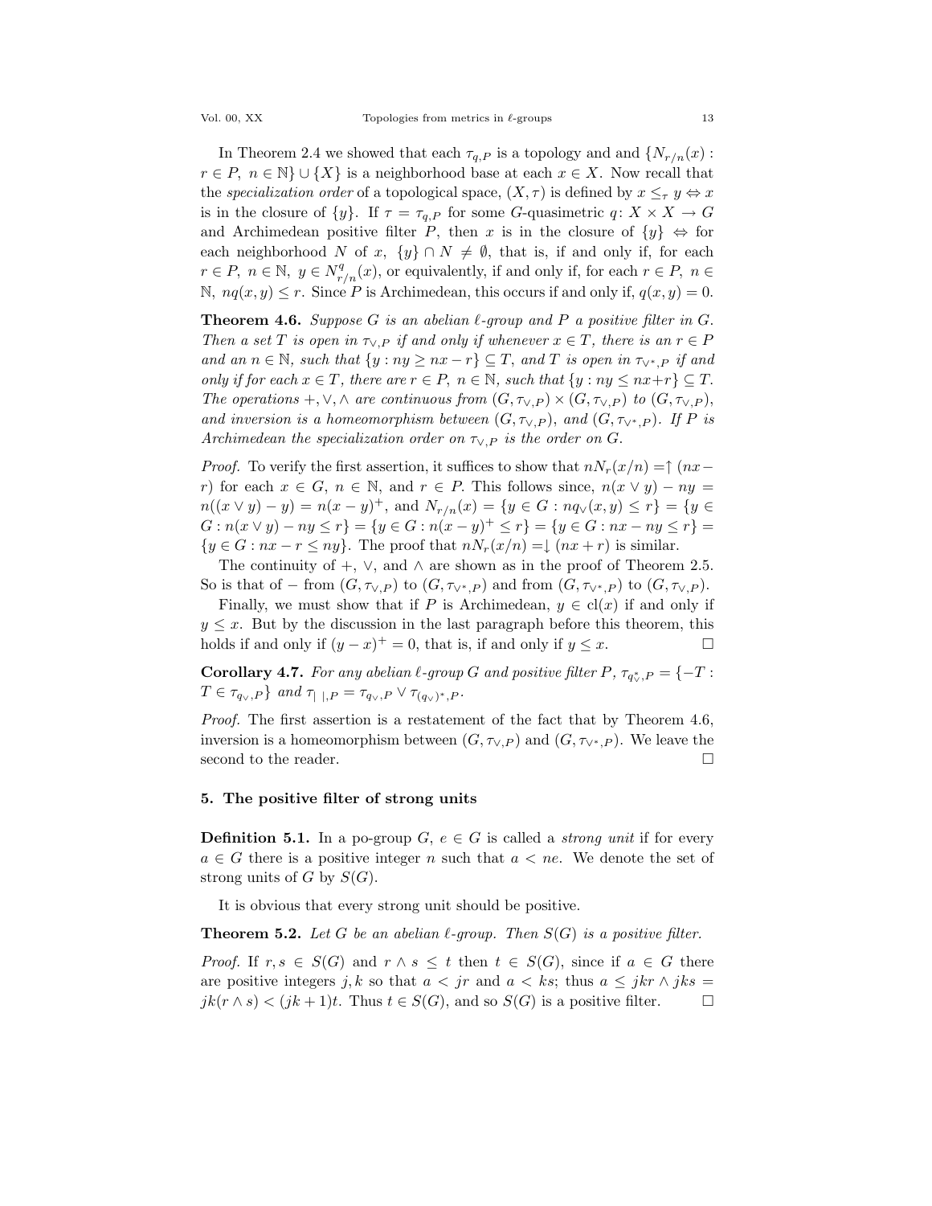In Theorem 2.4 we showed that each $\tau_{q,P}$ is a topology and and $\{N_{r/n}(x) : r \in P,\ n \in \mathbb{N}\} \cup \{X\}$ is a neighborhood base at each $x \in X$. Now recall that the *specialization order* of a topological space, $(X, \tau)$ is defined by $x \leq_\tau y \Leftrightarrow x$ is in the closure of $\{y\}$. If $\tau = \tau_{q,P}$ for some $G$-quasimetric $q\colon X \times X \to G$ and Archimedean positive filter $P$, then $x$ is in the closure of $\{y\} \Leftrightarrow$ for each neighborhood $N$ of $x$, $\{y\} \cap N \neq \emptyset$, that is, if and only if, for each $r \in P,\ n \in \mathbb{N},\ y \in N^q_{r/n}(x)$, or equivalently, if and only if, for each $r \in P,\ n \in \mathbb{N},\ nq(x, y) \leq r$. Since $P$ is Archimedean, this occurs if and only if, $q(x, y) = 0$.

**Theorem 4.6.** *Suppose $G$ is an abelian $\ell$-group and $P$ a positive filter in $G$. Then a set $T$ is open in $\tau_{\vee,P}$ if and only if whenever $x \in T$, there is an $r \in P$ and an $n \in \mathbb{N}$, such that $\{y : ny \geq nx - r\} \subseteq T$, and $T$ is open in $\tau_{\vee^*,P}$ if and only if for each $x \in T$, there are $r \in P,\ n \in \mathbb{N}$, such that $\{y : ny \leq nx+r\} \subseteq T$. The operations $+, \vee, \wedge$ are continuous from $(G, \tau_{\vee,P}) \times (G, \tau_{\vee,P})$ to $(G, \tau_{\vee,P})$, and inversion is a homeomorphism between $(G, \tau_{\vee,P})$, and $(G, \tau_{\vee^*,P})$. If $P$ is Archimedean the specialization order on $\tau_{\vee,P}$ is the order on $G$.*

*Proof.* To verify the first assertion, it suffices to show that $nN_r(x/n) = \uparrow (nx - r)$ for each $x \in G$, $n \in \mathbb{N}$, and $r \in P$. This follows since, $n(x \vee y) - ny = n((x \vee y) - y) = n(x - y)^+$, and $N_{r/n}(x) = \{y \in G : nq_\vee(x, y) \leq r\} = \{y \in G : n(x \vee y) - ny \leq r\} = \{y \in G : n(x - y)^+ \leq r\} = \{y \in G : nx - ny \leq r\} = \{y \in G : nx - r \leq ny\}$. The proof that $nN_r(x/n) = \downarrow (nx + r)$ is similar.

The continuity of $+$, $\vee$, and $\wedge$ are shown as in the proof of Theorem 2.5. So is that of $-$ from $(G, \tau_{\vee,P})$ to $(G, \tau_{\vee^*,P})$ and from $(G, \tau_{\vee^*,P})$ to $(G, \tau_{\vee,P})$.

Finally, we must show that if $P$ is Archimedean, $y \in \mathrm{cl}(x)$ if and only if $y \leq x$. But by the discussion in the last paragraph before this theorem, this holds if and only if $(y - x)^+ = 0$, that is, if and only if $y \leq x$. □

**Corollary 4.7.** *For any abelian $\ell$-group $G$ and positive filter $P$, $\tau_{q^*_\vee,P} = \{-T : T \in \tau_{q_\vee,P}\}$ and $\tau_{|\ |,P} = \tau_{q_\vee,P} \vee \tau_{(q_\vee)^*,P}$.*

*Proof.* The first assertion is a restatement of the fact that by Theorem 4.6, inversion is a homeomorphism between $(G, \tau_{\vee,P})$ and $(G, \tau_{\vee^*,P})$. We leave the second to the reader. □

## 5. The positive filter of strong units

**Definition 5.1.** In a po-group $G$, $e \in G$ is called a *strong unit* if for every $a \in G$ there is a positive integer $n$ such that $a < ne$. We denote the set of strong units of $G$ by $S(G)$.

It is obvious that every strong unit should be positive.

**Theorem 5.2.** *Let $G$ be an abelian $\ell$-group. Then $S(G)$ is a positive filter.*

*Proof.* If $r, s \in S(G)$ and $r \wedge s \leq t$ then $t \in S(G)$, since if $a \in G$ there are positive integers $j, k$ so that $a < jr$ and $a < ks$; thus $a \leq jkr \wedge jks = jk(r \wedge s) < (jk + 1)t$. Thus $t \in S(G)$, and so $S(G)$ is a positive filter. □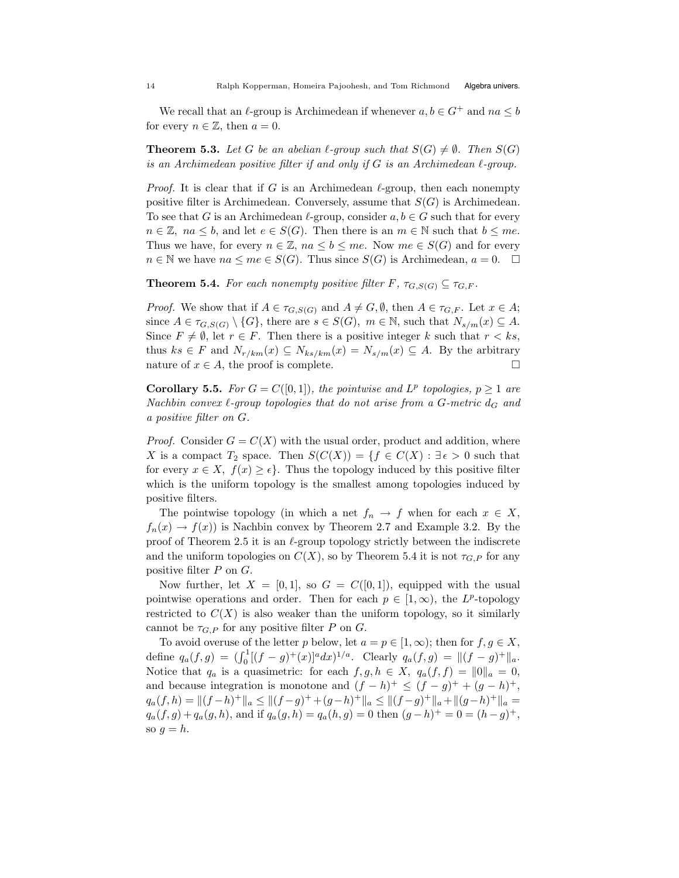We recall that an $\ell$-group is Archimedean if whenever $a, b \in G^+$ and $na \le b$ for every $n \in \mathbb{Z}$, then $a = 0$.

**Theorem 5.3.** *Let $G$ be an abelian $\ell$-group such that $S(G) \neq \emptyset$. Then $S(G)$ is an Archimedean positive filter if and only if $G$ is an Archimedean $\ell$-group.*

*Proof.* It is clear that if $G$ is an Archimedean $\ell$-group, then each nonempty positive filter is Archimedean. Conversely, assume that $S(G)$ is Archimedean. To see that $G$ is an Archimedean $\ell$-group, consider $a, b \in G$ such that for every $n \in \mathbb{Z}$, $na \le b$, and let $e \in S(G)$. Then there is an $m \in \mathbb{N}$ such that $b \le me$. Thus we have, for every $n \in \mathbb{Z}$, $na \le b \le me$. Now $me \in S(G)$ and for every $n \in \mathbb{N}$ we have $na \le me \in S(G)$. Thus since $S(G)$ is Archimedean, $a = 0$. $\square$

**Theorem 5.4.** *For each nonempty positive filter $F$, $\tau_{G,S(G)} \subseteq \tau_{G,F}$.*

*Proof.* We show that if $A \in \tau_{G,S(G)}$ and $A \neq G, \emptyset$, then $A \in \tau_{G,F}$. Let $x \in A$; since $A \in \tau_{G,S(G)} \setminus \{G\}$, there are $s \in S(G)$, $m \in \mathbb{N}$, such that $N_{s/m}(x) \subseteq A$. Since $F \neq \emptyset$, let $r \in F$. Then there is a positive integer $k$ such that $r < ks$, thus $ks \in F$ and $N_{r/km}(x) \subseteq N_{ks/km}(x) = N_{s/m}(x) \subseteq A$. By the arbitrary nature of $x \in A$, the proof is complete. $\square$

**Corollary 5.5.** *For $G = C([0,1])$, the pointwise and $L^p$ topologies, $p \ge 1$ are Nachbin convex $\ell$-group topologies that do not arise from a $G$-metric $d_G$ and a positive filter on $G$.*

*Proof.* Consider $G = C(X)$ with the usual order, product and addition, where $X$ is a compact $T_2$ space. Then $S(C(X)) = \{f \in C(X) : \exists \epsilon > 0$ such that for every $x \in X$, $f(x) \ge \epsilon\}$. Thus the topology induced by this positive filter which is the uniform topology is the smallest among topologies induced by positive filters.

The pointwise topology (in which a net $f_n \to f$ when for each $x \in X$, $f_n(x) \to f(x)$) is Nachbin convex by Theorem 2.7 and Example 3.2. By the proof of Theorem 2.5 it is an $\ell$-group topology strictly between the indiscrete and the uniform topologies on $C(X)$, so by Theorem 5.4 it is not $\tau_{G,P}$ for any positive filter $P$ on $G$.

Now further, let $X = [0,1]$, so $G = C([0,1])$, equipped with the usual pointwise operations and order. Then for each $p \in [1,\infty)$, the $L^p$-topology restricted to $C(X)$ is also weaker than the uniform topology, so it similarly cannot be $\tau_{G,P}$ for any positive filter $P$ on $G$.

To avoid overuse of the letter $p$ below, let $a = p \in [1,\infty)$; then for $f, g \in X$, define $q_a(f,g) = (\int_0^1 [(f-g)^+(x)]^a dx)^{1/a}$. Clearly $q_a(f,g) = \|(f-g)^+\|_a$. Notice that $q_a$ is a quasimetric: for each $f, g, h \in X$, $q_a(f,f) = \|0\|_a = 0$, and because integration is monotone and $(f-h)^+ \le (f-g)^+ + (g-h)^+$, $q_a(f,h) = \|(f-h)^+\|_a \le \|(f-g)^+ + (g-h)^+\|_a \le \|(f-g)^+\|_a + \|(g-h)^+\|_a = q_a(f,g) + q_a(g,h)$, and if $q_a(g,h) = q_a(h,g) = 0$ then $(g-h)^+ = 0 = (h-g)^+$, so $g = h$.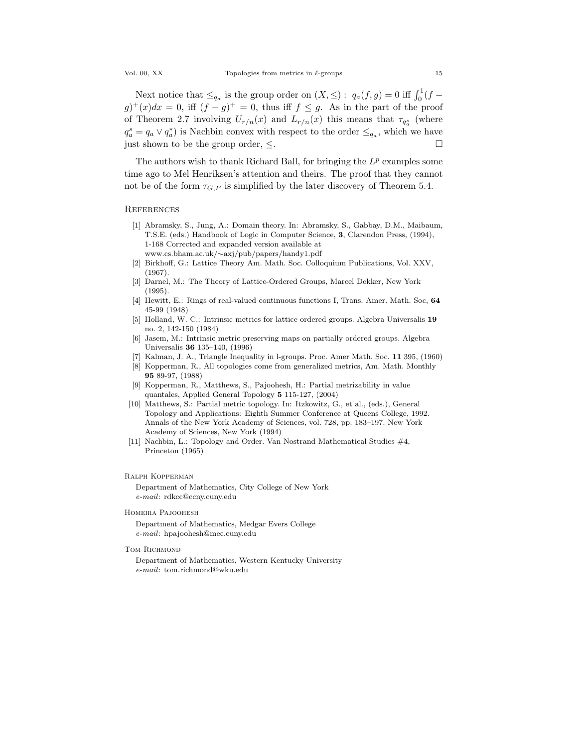Next notice that $\leq_{q_a}$ is the group order on $(X, \leq)$ : $q_a(f,g) = 0$ iff $\int_0^1 (f - g)^+(x)dx = 0$, iff $(f-g)^+ = 0$, thus iff $f \leq g$. As in the part of the proof of Theorem 2.7 involving $U_{r/n}(x)$ and $L_{r/n}(x)$ this means that $\tau_{q_a^s}$ (where $q_a^s = q_a \vee q_a^*$) is Nachbin convex with respect to the order $\leq_{q_a}$, which we have just shown to be the group order, $\leq$. □

The authors wish to thank Richard Ball, for bringing the $L^p$ examples some time ago to Mel Henriksen's attention and theirs. The proof that they cannot not be of the form $\tau_{G,P}$ is simplified by the later discovery of Theorem 5.4.

## References

[1] Abramsky, S., Jung, A.: Domain theory. In: Abramsky, S., Gabbay, D.M., Maibaum, T.S.E. (eds.) Handbook of Logic in Computer Science, **3**, Clarendon Press, (1994), 1-168 Corrected and expanded version available at www.cs.bham.ac.uk/∼axj/pub/papers/handy1.pdf

[2] Birkhoff, G.: Lattice Theory Am. Math. Soc. Colloquium Publications, Vol. XXV, (1967).

[3] Darnel, M.: The Theory of Lattice-Ordered Groups, Marcel Dekker, New York (1995).

[4] Hewitt, E.: Rings of real-valued continuous functions I, Trans. Amer. Math. Soc, **64** 45-99 (1948)

[5] Holland, W. C.: Intrinsic metrics for lattice ordered groups. Algebra Universalis **19** no. 2, 142-150 (1984)

[6] Jasem, M.: Intrinsic metric preserving maps on partially ordered groups. Algebra Universalis **36** 135–140, (1996)

[7] Kalman, J. A., Triangle Inequality in l-groups. Proc. Amer Math. Soc. **11** 395, (1960)

[8] Kopperman, R., All topologies come from generalized metrics, Am. Math. Monthly **95** 89-97, (1988)

[9] Kopperman, R., Matthews, S., Pajoohesh, H.: Partial metrizability in value quantales, Applied General Topology **5** 115-127, (2004)

[10] Matthews, S.: Partial metric topology. In: Itzkowitz, G., et al., (eds.), General Topology and Applications: Eighth Summer Conference at Queens College, 1992. Annals of the New York Academy of Sciences, vol. 728, pp. 183–197. New York Academy of Sciences, New York (1994)

[11] Nachbin, L.: Topology and Order. Van Nostrand Mathematical Studies #4, Princeton (1965)

Ralph Kopperman
Department of Mathematics, City College of New York
*e-mail*: rdkcc@ccny.cuny.edu

Homeira Pajoohesh
Department of Mathematics, Medgar Evers College
*e-mail*: hpajoohesh@mec.cuny.edu

Tom Richmond
Department of Mathematics, Western Kentucky University
*e-mail*: tom.richmond@wku.edu